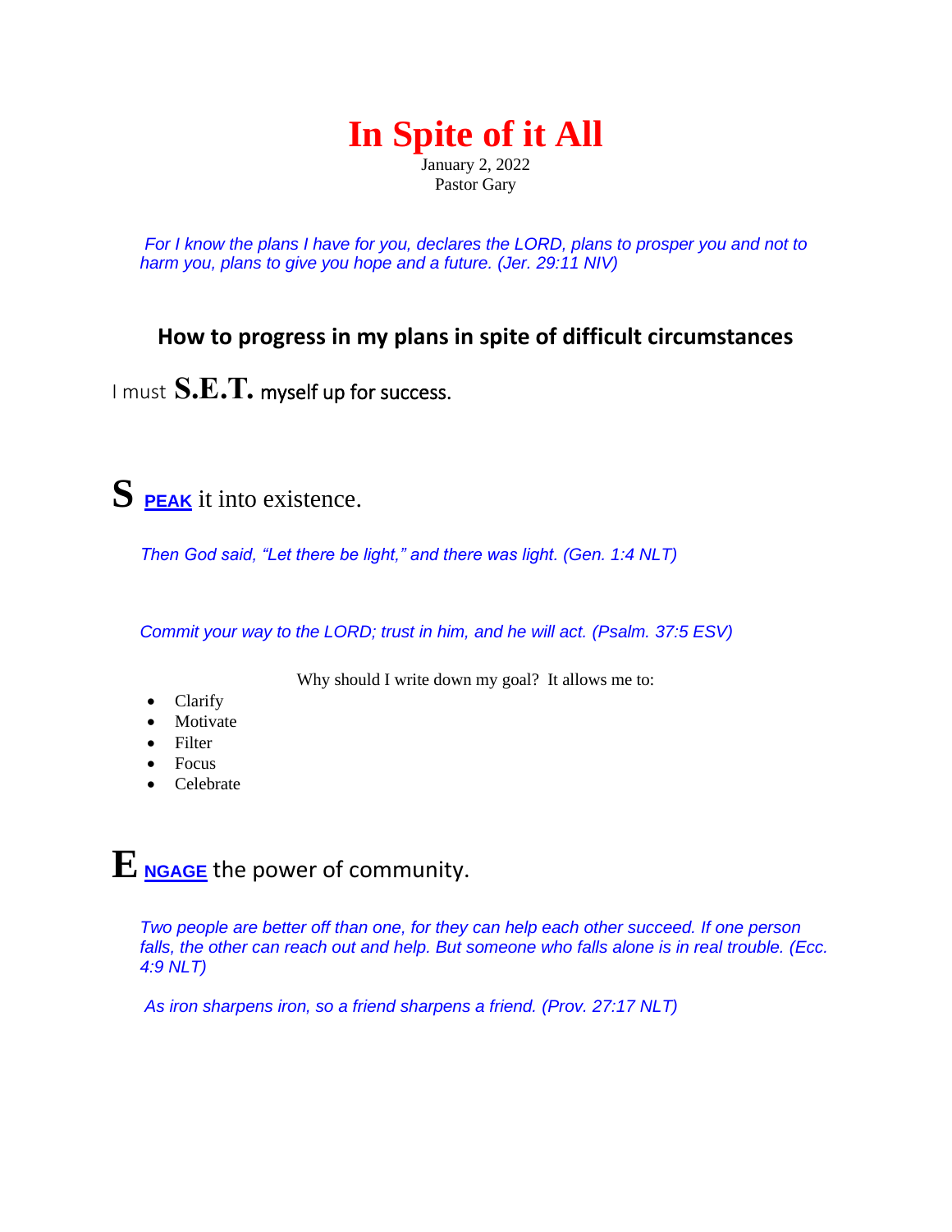# In Spite of it All

January 2, 2022
Pastor Gary

*For I know the plans I have for you, declares the LORD, plans to prosper you and not to harm you, plans to give you hope and a future. (Jer. 29:11 NIV)*

## How to progress in my plans in spite of difficult circumstances

I must **S.E.T.** myself up for success.

## S <u>**PEAK**</u> it into existence.

*Then God said, "Let there be light," and there was light. (Gen. 1:4 NLT)*

*Commit your way to the LORD; trust in him, and he will act. (Psalm. 37:5 ESV)*

Why should I write down my goal? It allows me to:

- Clarify
- Motivate
- Filter
- Focus
- Celebrate

## E <u>**NGAGE**</u> the power of community.

*Two people are better off than one, for they can help each other succeed. If one person falls, the other can reach out and help. But someone who falls alone is in real trouble. (Ecc. 4:9 NLT)*

*As iron sharpens iron, so a friend sharpens a friend. (Prov. 27:17 NLT)*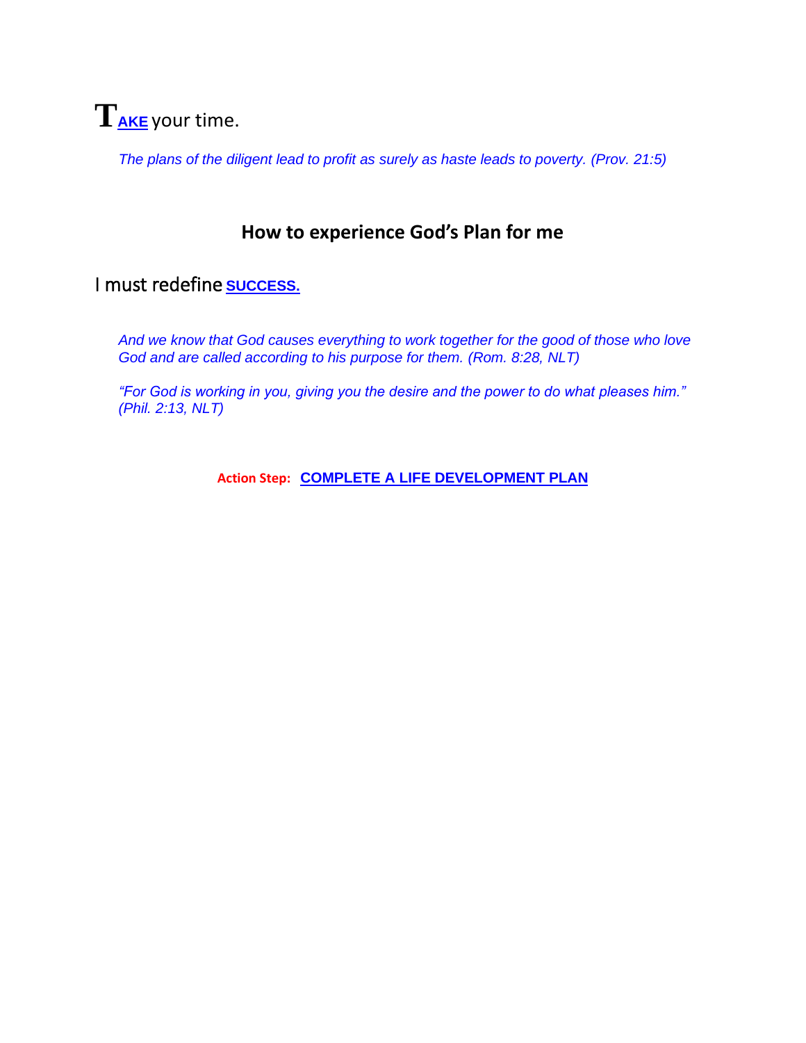**T**<u>**AKE**</u> your time.

*The plans of the diligent lead to profit as surely as haste leads to poverty. (Prov. 21:5)*

## How to experience God's Plan for me

I must redefine <u>**SUCCESS.**</u>

*And we know that God causes everything to work together for the good of those who love God and are called according to his purpose for them. (Rom. 8:28, NLT)*

*"For God is working in you, giving you the desire and the power to do what pleases him." (Phil. 2:13, NLT)*

**Action Step:** <u>**COMPLETE A LIFE DEVELOPMENT PLAN**</u>